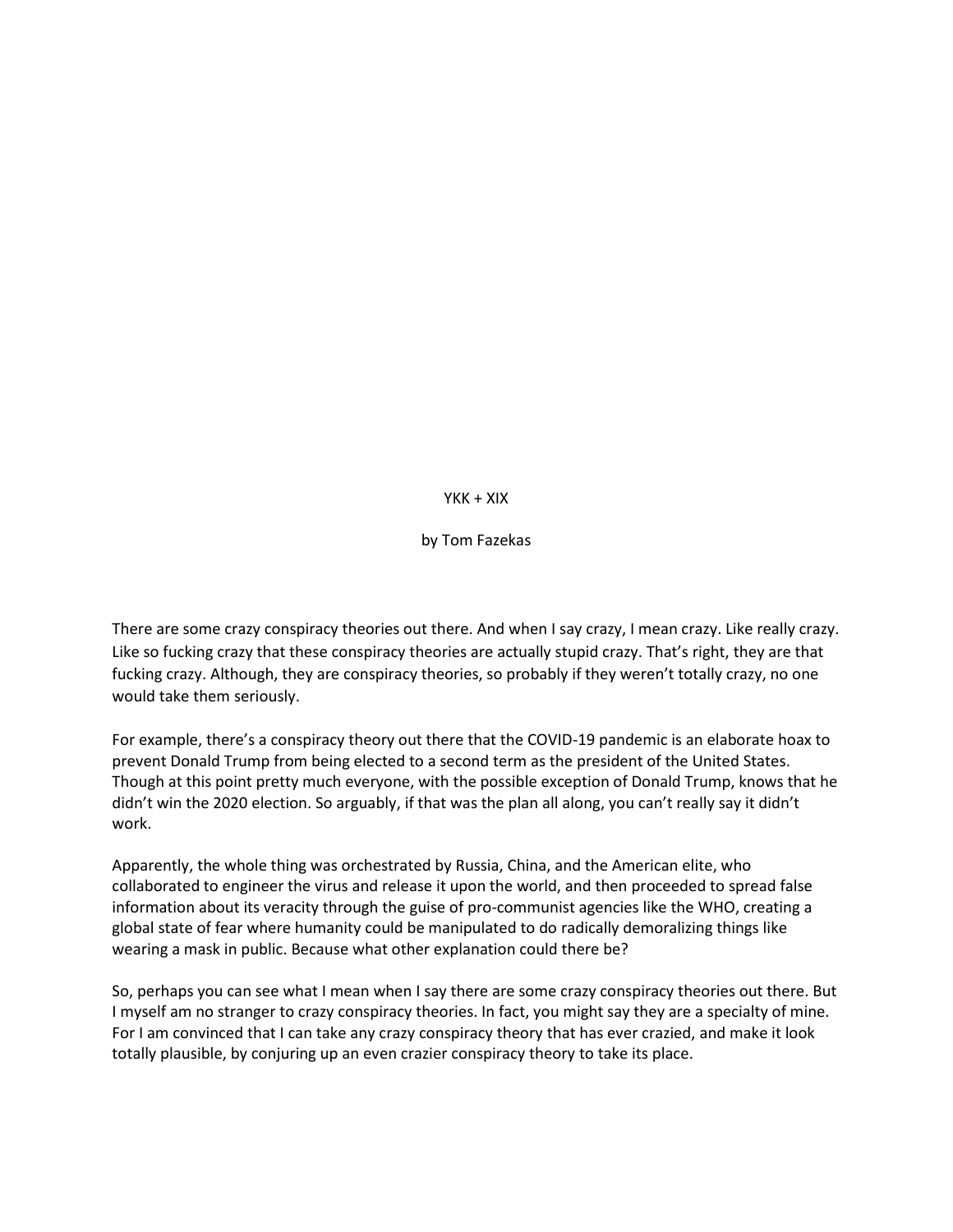# YKK + XIX

by Tom Fazekas

There are some crazy conspiracy theories out there. And when I say crazy, I mean crazy. Like really crazy. Like so fucking crazy that these conspiracy theories are actually stupid crazy. That's right, they are that fucking crazy. Although, they are conspiracy theories, so probably if they weren't totally crazy, no one would take them seriously.

For example, there's a conspiracy theory out there that the COVID-19 pandemic is an elaborate hoax to prevent Donald Trump from being elected to a second term as the president of the United States. Though at this point pretty much everyone, with the possible exception of Donald Trump, knows that he didn't win the 2020 election. So arguably, if that was the plan all along, you can't really say it didn't work.

Apparently, the whole thing was orchestrated by Russia, China, and the American elite, who collaborated to engineer the virus and release it upon the world, and then proceeded to spread false information about its veracity through the guise of pro-communist agencies like the WHO, creating a global state of fear where humanity could be manipulated to do radically demoralizing things like wearing a mask in public. Because what other explanation could there be?

So, perhaps you can see what I mean when I say there are some crazy conspiracy theories out there. But I myself am no stranger to crazy conspiracy theories. In fact, you might say they are a specialty of mine. For I am convinced that I can take any crazy conspiracy theory that has ever crazied, and make it look totally plausible, by conjuring up an even crazier conspiracy theory to take its place.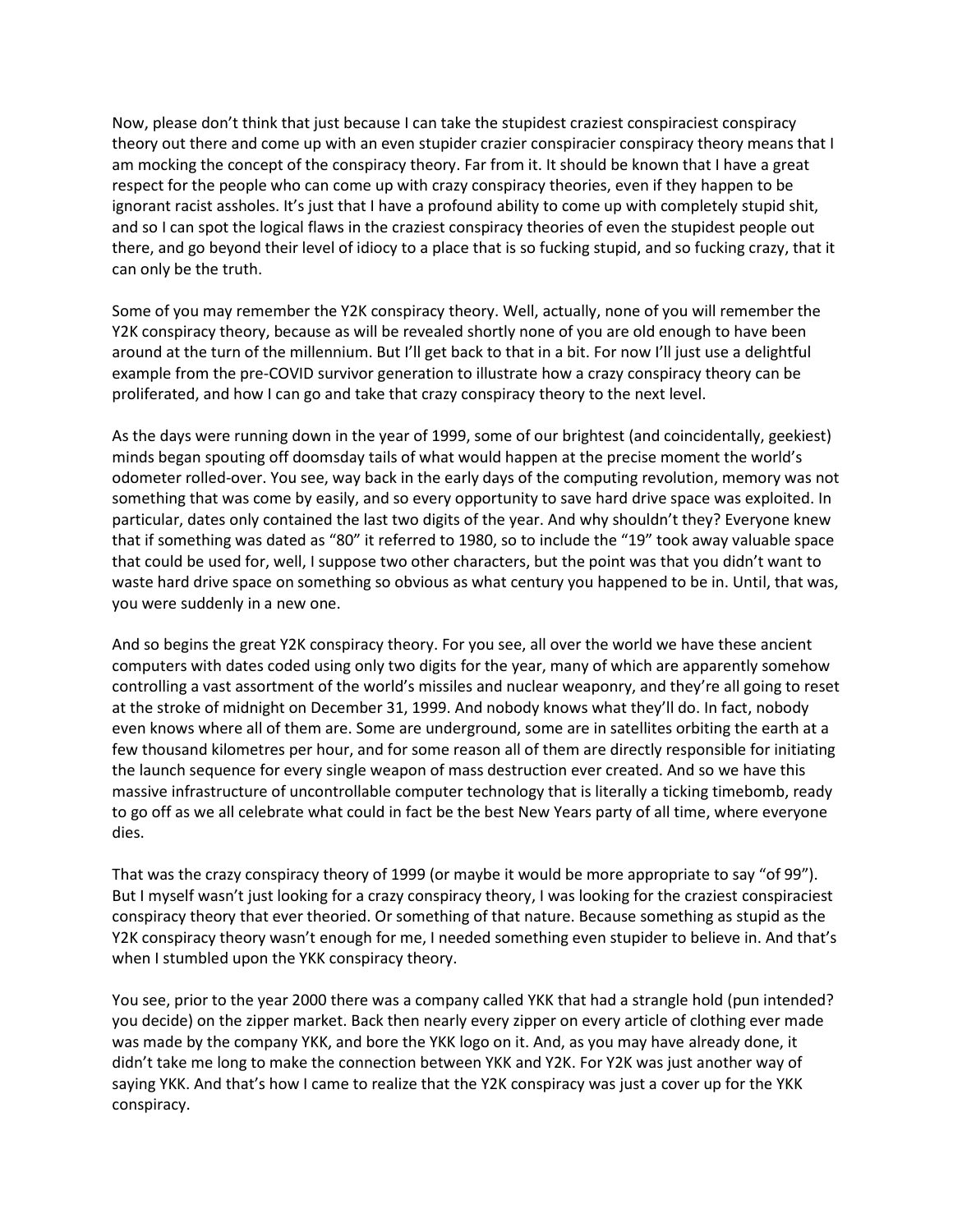Now, please don't think that just because I can take the stupidest craziest conspiraciest conspiracy theory out there and come up with an even stupider crazier conspiracier conspiracy theory means that I am mocking the concept of the conspiracy theory. Far from it. It should be known that I have a great respect for the people who can come up with crazy conspiracy theories, even if they happen to be ignorant racist assholes. It's just that I have a profound ability to come up with completely stupid shit, and so I can spot the logical flaws in the craziest conspiracy theories of even the stupidest people out there, and go beyond their level of idiocy to a place that is so fucking stupid, and so fucking crazy, that it can only be the truth.

Some of you may remember the Y2K conspiracy theory. Well, actually, none of you will remember the Y2K conspiracy theory, because as will be revealed shortly none of you are old enough to have been around at the turn of the millennium. But I'll get back to that in a bit. For now I'll just use a delightful example from the pre-COVID survivor generation to illustrate how a crazy conspiracy theory can be proliferated, and how I can go and take that crazy conspiracy theory to the next level.

As the days were running down in the year of 1999, some of our brightest (and coincidentally, geekiest) minds began spouting off doomsday tails of what would happen at the precise moment the world's odometer rolled-over. You see, way back in the early days of the computing revolution, memory was not something that was come by easily, and so every opportunity to save hard drive space was exploited. In particular, dates only contained the last two digits of the year. And why shouldn't they? Everyone knew that if something was dated as "80" it referred to 1980, so to include the "19" took away valuable space that could be used for, well, I suppose two other characters, but the point was that you didn't want to waste hard drive space on something so obvious as what century you happened to be in. Until, that was, you were suddenly in a new one.

And so begins the great Y2K conspiracy theory. For you see, all over the world we have these ancient computers with dates coded using only two digits for the year, many of which are apparently somehow controlling a vast assortment of the world's missiles and nuclear weaponry, and they're all going to reset at the stroke of midnight on December 31, 1999. And nobody knows what they'll do. In fact, nobody even knows where all of them are. Some are underground, some are in satellites orbiting the earth at a few thousand kilometres per hour, and for some reason all of them are directly responsible for initiating the launch sequence for every single weapon of mass destruction ever created. And so we have this massive infrastructure of uncontrollable computer technology that is literally a ticking timebomb, ready to go off as we all celebrate what could in fact be the best New Years party of all time, where everyone dies.

That was the crazy conspiracy theory of 1999 (or maybe it would be more appropriate to say "of 99"). But I myself wasn't just looking for a crazy conspiracy theory, I was looking for the craziest conspiraciest conspiracy theory that ever theoried. Or something of that nature. Because something as stupid as the Y2K conspiracy theory wasn't enough for me, I needed something even stupider to believe in. And that's when I stumbled upon the YKK conspiracy theory.

You see, prior to the year 2000 there was a company called YKK that had a strangle hold (pun intended? you decide) on the zipper market. Back then nearly every zipper on every article of clothing ever made was made by the company YKK, and bore the YKK logo on it. And, as you may have already done, it didn't take me long to make the connection between YKK and Y2K. For Y2K was just another way of saying YKK. And that's how I came to realize that the Y2K conspiracy was just a cover up for the YKK conspiracy.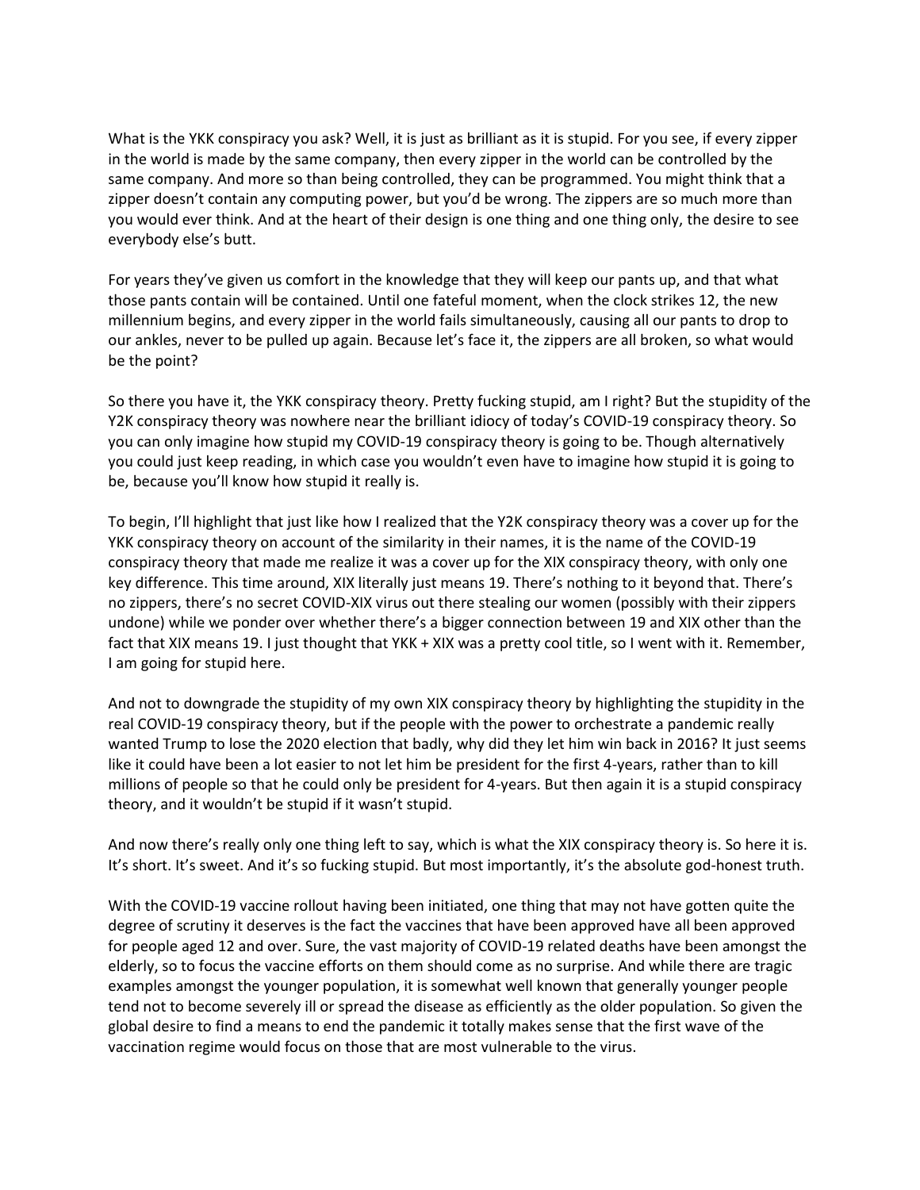What is the YKK conspiracy you ask? Well, it is just as brilliant as it is stupid. For you see, if every zipper in the world is made by the same company, then every zipper in the world can be controlled by the same company. And more so than being controlled, they can be programmed. You might think that a zipper doesn't contain any computing power, but you'd be wrong. The zippers are so much more than you would ever think. And at the heart of their design is one thing and one thing only, the desire to see everybody else's butt.

For years they've given us comfort in the knowledge that they will keep our pants up, and that what those pants contain will be contained. Until one fateful moment, when the clock strikes 12, the new millennium begins, and every zipper in the world fails simultaneously, causing all our pants to drop to our ankles, never to be pulled up again. Because let's face it, the zippers are all broken, so what would be the point?

So there you have it, the YKK conspiracy theory. Pretty fucking stupid, am I right? But the stupidity of the Y2K conspiracy theory was nowhere near the brilliant idiocy of today's COVID-19 conspiracy theory. So you can only imagine how stupid my COVID-19 conspiracy theory is going to be. Though alternatively you could just keep reading, in which case you wouldn't even have to imagine how stupid it is going to be, because you'll know how stupid it really is.

To begin, I'll highlight that just like how I realized that the Y2K conspiracy theory was a cover up for the YKK conspiracy theory on account of the similarity in their names, it is the name of the COVID-19 conspiracy theory that made me realize it was a cover up for the XIX conspiracy theory, with only one key difference. This time around, XIX literally just means 19. There's nothing to it beyond that. There's no zippers, there's no secret COVID-XIX virus out there stealing our women (possibly with their zippers undone) while we ponder over whether there's a bigger connection between 19 and XIX other than the fact that XIX means 19. I just thought that YKK + XIX was a pretty cool title, so I went with it. Remember, I am going for stupid here.

And not to downgrade the stupidity of my own XIX conspiracy theory by highlighting the stupidity in the real COVID-19 conspiracy theory, but if the people with the power to orchestrate a pandemic really wanted Trump to lose the 2020 election that badly, why did they let him win back in 2016? It just seems like it could have been a lot easier to not let him be president for the first 4-years, rather than to kill millions of people so that he could only be president for 4-years. But then again it is a stupid conspiracy theory, and it wouldn't be stupid if it wasn't stupid.

And now there's really only one thing left to say, which is what the XIX conspiracy theory is. So here it is. It's short. It's sweet. And it's so fucking stupid. But most importantly, it's the absolute god-honest truth.

With the COVID-19 vaccine rollout having been initiated, one thing that may not have gotten quite the degree of scrutiny it deserves is the fact the vaccines that have been approved have all been approved for people aged 12 and over. Sure, the vast majority of COVID-19 related deaths have been amongst the elderly, so to focus the vaccine efforts on them should come as no surprise. And while there are tragic examples amongst the younger population, it is somewhat well known that generally younger people tend not to become severely ill or spread the disease as efficiently as the older population. So given the global desire to find a means to end the pandemic it totally makes sense that the first wave of the vaccination regime would focus on those that are most vulnerable to the virus.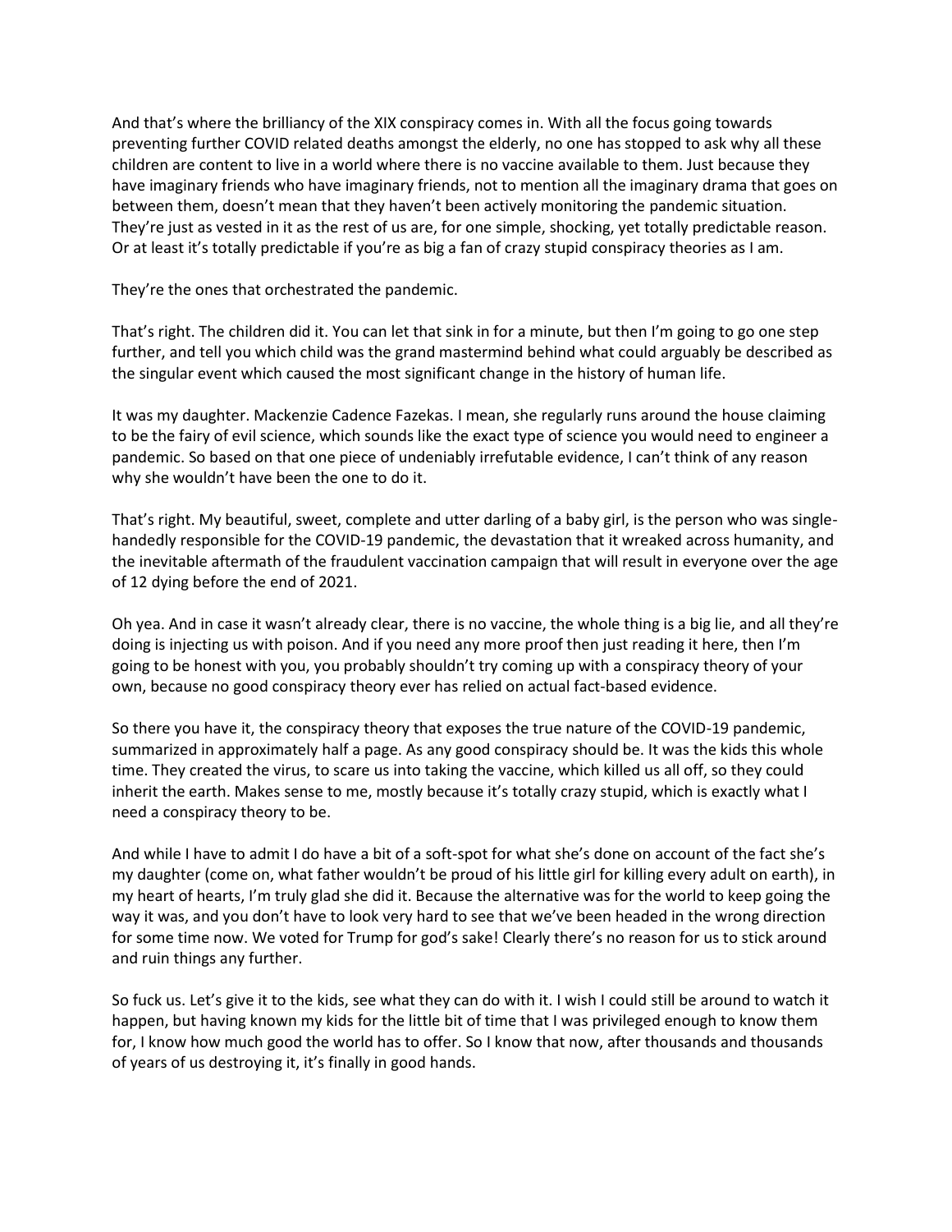And that's where the brilliancy of the XIX conspiracy comes in. With all the focus going towards preventing further COVID related deaths amongst the elderly, no one has stopped to ask why all these children are content to live in a world where there is no vaccine available to them. Just because they have imaginary friends who have imaginary friends, not to mention all the imaginary drama that goes on between them, doesn't mean that they haven't been actively monitoring the pandemic situation. They're just as vested in it as the rest of us are, for one simple, shocking, yet totally predictable reason. Or at least it's totally predictable if you're as big a fan of crazy stupid conspiracy theories as I am.

They're the ones that orchestrated the pandemic.

That's right. The children did it. You can let that sink in for a minute, but then I'm going to go one step further, and tell you which child was the grand mastermind behind what could arguably be described as the singular event which caused the most significant change in the history of human life.

It was my daughter. Mackenzie Cadence Fazekas. I mean, she regularly runs around the house claiming to be the fairy of evil science, which sounds like the exact type of science you would need to engineer a pandemic. So based on that one piece of undeniably irrefutable evidence, I can't think of any reason why she wouldn't have been the one to do it.

That's right. My beautiful, sweet, complete and utter darling of a baby girl, is the person who was single-handedly responsible for the COVID-19 pandemic, the devastation that it wreaked across humanity, and the inevitable aftermath of the fraudulent vaccination campaign that will result in everyone over the age of 12 dying before the end of 2021.

Oh yea. And in case it wasn't already clear, there is no vaccine, the whole thing is a big lie, and all they're doing is injecting us with poison. And if you need any more proof then just reading it here, then I'm going to be honest with you, you probably shouldn't try coming up with a conspiracy theory of your own, because no good conspiracy theory ever has relied on actual fact-based evidence.

So there you have it, the conspiracy theory that exposes the true nature of the COVID-19 pandemic, summarized in approximately half a page. As any good conspiracy should be. It was the kids this whole time. They created the virus, to scare us into taking the vaccine, which killed us all off, so they could inherit the earth. Makes sense to me, mostly because it's totally crazy stupid, which is exactly what I need a conspiracy theory to be.

And while I have to admit I do have a bit of a soft-spot for what she's done on account of the fact she's my daughter (come on, what father wouldn't be proud of his little girl for killing every adult on earth), in my heart of hearts, I'm truly glad she did it. Because the alternative was for the world to keep going the way it was, and you don't have to look very hard to see that we've been headed in the wrong direction for some time now. We voted for Trump for god's sake! Clearly there's no reason for us to stick around and ruin things any further.

So fuck us. Let's give it to the kids, see what they can do with it. I wish I could still be around to watch it happen, but having known my kids for the little bit of time that I was privileged enough to know them for, I know how much good the world has to offer. So I know that now, after thousands and thousands of years of us destroying it, it's finally in good hands.